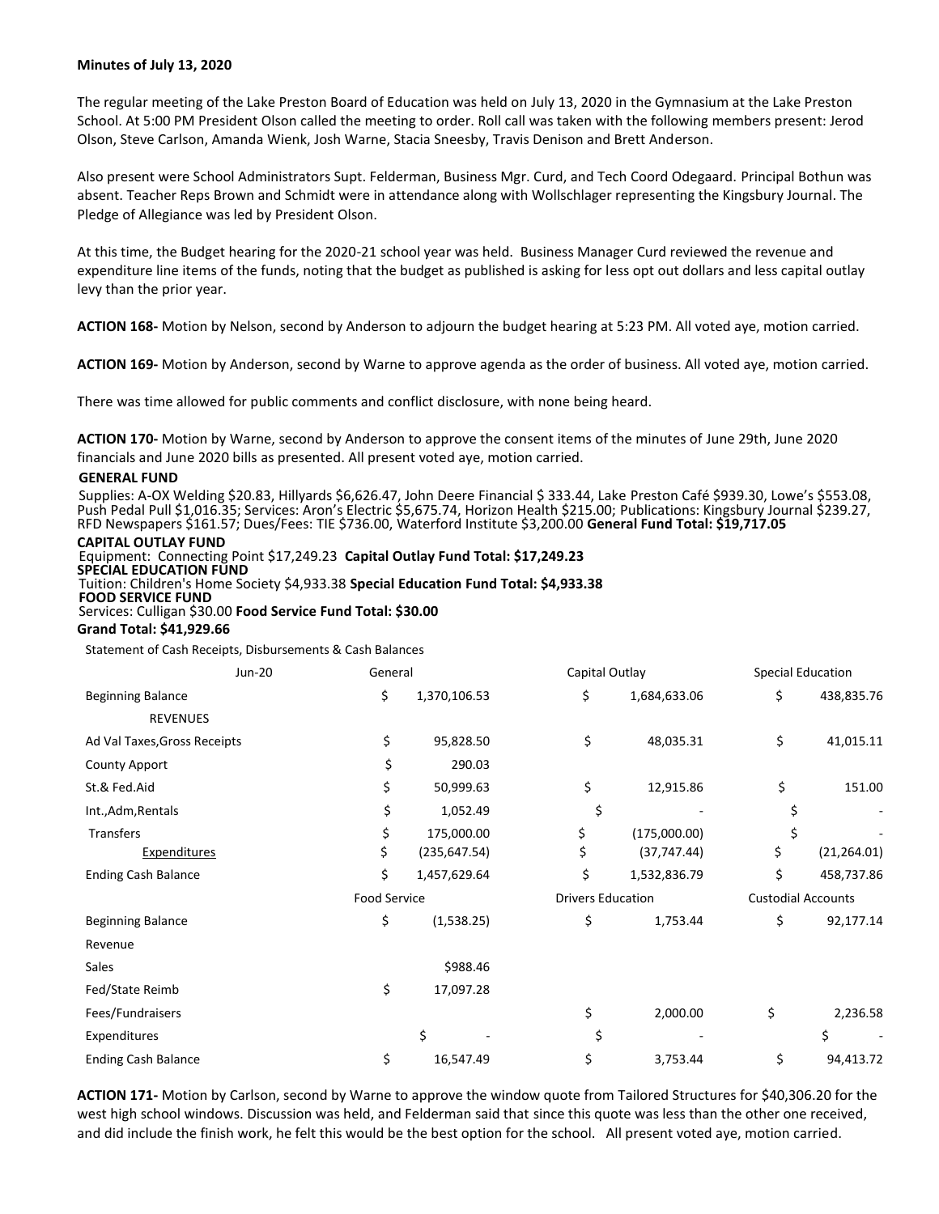**Minutes of July 13, 2020**

The regular meeting of the Lake Preston Board of Education was held on July 13, 2020 in the Gymnasium at the Lake Preston School. At 5:00 PM President Olson called the meeting to order. Roll call was taken with the following members present: Jerod Olson, Steve Carlson, Amanda Wienk, Josh Warne, Stacia Sneesby, Travis Denison and Brett Anderson.

Also present were School Administrators Supt. Felderman, Business Mgr. Curd, and Tech Coord Odegaard. Principal Bothun was absent. Teacher Reps Brown and Schmidt were in attendance along with Wollschlager representing the Kingsbury Journal. The Pledge of Allegiance was led by President Olson.

At this time, the Budget hearing for the 2020-21 school year was held. Business Manager Curd reviewed the revenue and expenditure line items of the funds, noting that the budget as published is asking for less opt out dollars and less capital outlay levy than the prior year.

**ACTION 168-** Motion by Nelson, second by Anderson to adjourn the budget hearing at 5:23 PM. All voted aye, motion carried.

**ACTION 169-** Motion by Anderson, second by Warne to approve agenda as the order of business. All voted aye, motion carried.

There was time allowed for public comments and conflict disclosure, with none being heard.

**ACTION 170-** Motion by Warne, second by Anderson to approve the consent items of the minutes of June 29th, June 2020 financials and June 2020 bills as presented. All present voted aye, motion carried.

**GENERAL FUND**
Supplies: A-OX Welding $20.83, Hillyards $6,626.47, John Deere Financial $ 333.44, Lake Preston Café $939.30, Lowe's $553.08, Push Pedal Pull $1,016.35; Services: Aron's Electric $5,675.74, Horizon Health $215.00; Publications: Kingsbury Journal $239.27, RFD Newspapers $161.57; Dues/Fees: TIE $736.00, Waterford Institute $3,200.00 **General Fund Total: $19,717.05**

**CAPITAL OUTLAY FUND**
Equipment: Connecting Point $17,249.23 **Capital Outlay Fund Total: $17,249.23**

**SPECIAL EDUCATION FUND**
Tuition: Children's Home Society $4,933.38 **Special Education Fund Total: $4,933.38**

**FOOD SERVICE FUND**
Services: Culligan $30.00 **Food Service Fund Total: $30.00**

**Grand Total: $41,929.66**

Statement of Cash Receipts, Disbursements & Cash Balances

| Jun-20 | General | Capital Outlay | Special Education |
|---|---|---|---|
| Beginning Balance | $ 1,370,106.53 | $ 1,684,633.06 | $ 438,835.76 |
| REVENUES | | | |
| Ad Val Taxes,Gross Receipts | $ 95,828.50 | $ 48,035.31 | $ 41,015.11 |
| County Apport | $ 290.03 | | |
| St.& Fed.Aid | $ 50,999.63 | $ 12,915.86 | $ 151.00 |
| Int.,Adm,Rentals | $ 1,052.49 | $ - | $ - |
| Transfers | $ 175,000.00 | $ (175,000.00) | $ - |
| Expenditures | $ (235,647.54) | $ (37,747.44) | $ (21,264.01) |
| Ending Cash Balance | $ 1,457,629.64 | $ 1,532,836.79 | $ 458,737.86 |
| | **Food Service** | **Drivers Education** | **Custodial Accounts** |
| Beginning Balance | $ (1,538.25) | $ 1,753.44 | $ 92,177.14 |
| Revenue | | | |
| Sales | $988.46 | | |
| Fed/State Reimb | $ 17,097.28 | | |
| Fees/Fundraisers | | $ 2,000.00 | $ 2,236.58 |
| Expenditures | $ - | $ - | $ - |
| Ending Cash Balance | $ 16,547.49 | $ 3,753.44 | $ 94,413.72 |

**ACTION 171-** Motion by Carlson, second by Warne to approve the window quote from Tailored Structures for $40,306.20 for the west high school windows. Discussion was held, and Felderman said that since this quote was less than the other one received, and did include the finish work, he felt this would be the best option for the school. All present voted aye, motion carried.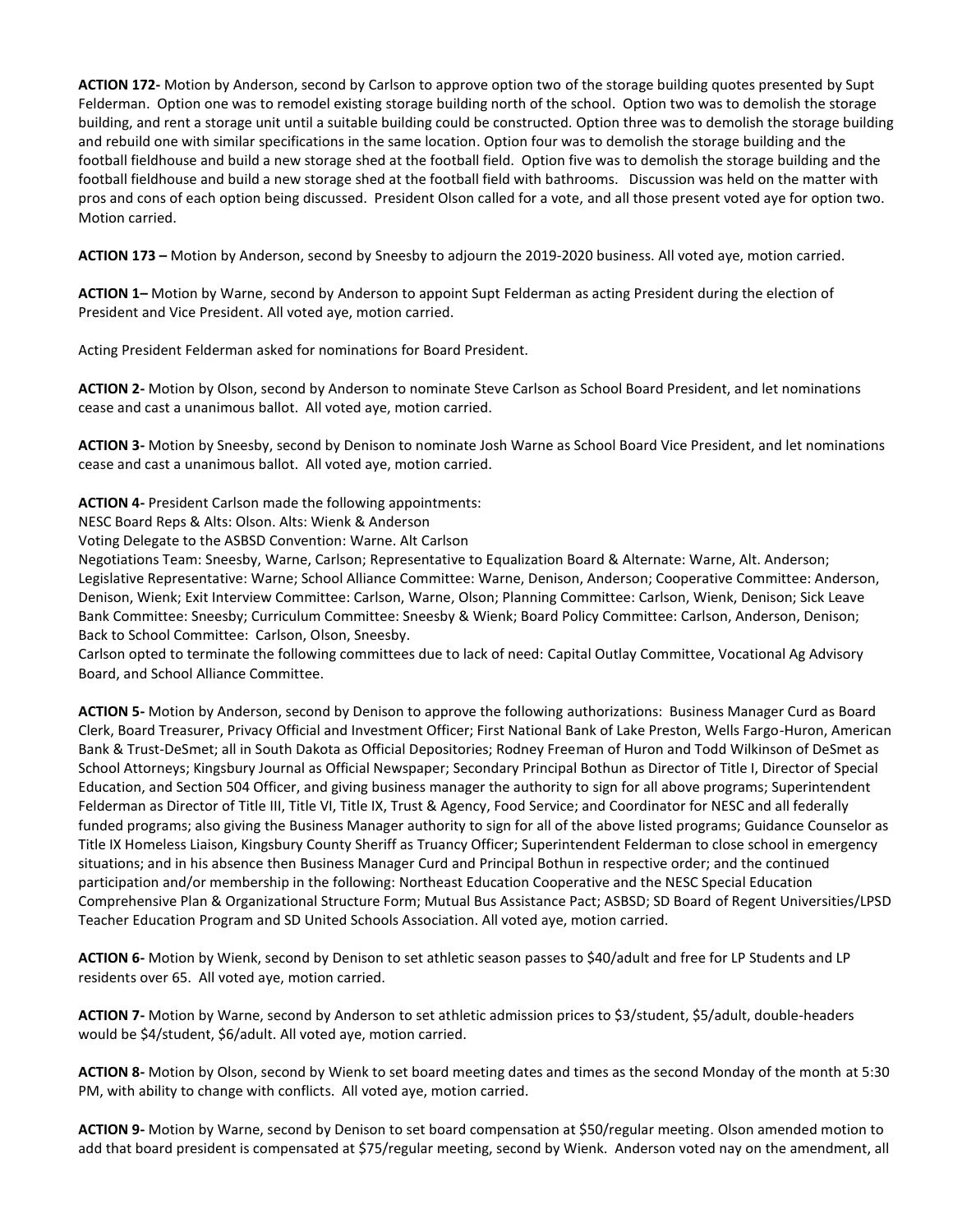**ACTION 172-** Motion by Anderson, second by Carlson to approve option two of the storage building quotes presented by Supt Felderman. Option one was to remodel existing storage building north of the school. Option two was to demolish the storage building, and rent a storage unit until a suitable building could be constructed. Option three was to demolish the storage building and rebuild one with similar specifications in the same location. Option four was to demolish the storage building and the football fieldhouse and build a new storage shed at the football field. Option five was to demolish the storage building and the football fieldhouse and build a new storage shed at the football field with bathrooms. Discussion was held on the matter with pros and cons of each option being discussed. President Olson called for a vote, and all those present voted aye for option two. Motion carried.

**ACTION 173 –** Motion by Anderson, second by Sneesby to adjourn the 2019-2020 business. All voted aye, motion carried.

**ACTION 1–** Motion by Warne, second by Anderson to appoint Supt Felderman as acting President during the election of President and Vice President. All voted aye, motion carried.

Acting President Felderman asked for nominations for Board President.

**ACTION 2-** Motion by Olson, second by Anderson to nominate Steve Carlson as School Board President, and let nominations cease and cast a unanimous ballot. All voted aye, motion carried.

**ACTION 3-** Motion by Sneesby, second by Denison to nominate Josh Warne as School Board Vice President, and let nominations cease and cast a unanimous ballot. All voted aye, motion carried.

**ACTION 4-** President Carlson made the following appointments:
NESC Board Reps & Alts: Olson. Alts: Wienk & Anderson
Voting Delegate to the ASBSD Convention: Warne. Alt Carlson
Negotiations Team: Sneesby, Warne, Carlson; Representative to Equalization Board & Alternate: Warne, Alt. Anderson; Legislative Representative: Warne; School Alliance Committee: Warne, Denison, Anderson; Cooperative Committee: Anderson, Denison, Wienk; Exit Interview Committee: Carlson, Warne, Olson; Planning Committee: Carlson, Wienk, Denison; Sick Leave Bank Committee: Sneesby; Curriculum Committee: Sneesby & Wienk; Board Policy Committee: Carlson, Anderson, Denison; Back to School Committee: Carlson, Olson, Sneesby.
Carlson opted to terminate the following committees due to lack of need: Capital Outlay Committee, Vocational Ag Advisory Board, and School Alliance Committee.

**ACTION 5-** Motion by Anderson, second by Denison to approve the following authorizations: Business Manager Curd as Board Clerk, Board Treasurer, Privacy Official and Investment Officer; First National Bank of Lake Preston, Wells Fargo-Huron, American Bank & Trust-DeSmet; all in South Dakota as Official Depositories; Rodney Freeman of Huron and Todd Wilkinson of DeSmet as School Attorneys; Kingsbury Journal as Official Newspaper; Secondary Principal Bothun as Director of Title I, Director of Special Education, and Section 504 Officer, and giving business manager the authority to sign for all above programs; Superintendent Felderman as Director of Title III, Title VI, Title IX, Trust & Agency, Food Service; and Coordinator for NESC and all federally funded programs; also giving the Business Manager authority to sign for all of the above listed programs; Guidance Counselor as Title IX Homeless Liaison, Kingsbury County Sheriff as Truancy Officer; Superintendent Felderman to close school in emergency situations; and in his absence then Business Manager Curd and Principal Bothun in respective order; and the continued participation and/or membership in the following: Northeast Education Cooperative and the NESC Special Education Comprehensive Plan & Organizational Structure Form; Mutual Bus Assistance Pact; ASBSD; SD Board of Regent Universities/LPSD Teacher Education Program and SD United Schools Association. All voted aye, motion carried.

**ACTION 6-** Motion by Wienk, second by Denison to set athletic season passes to $40/adult and free for LP Students and LP residents over 65. All voted aye, motion carried.

**ACTION 7-** Motion by Warne, second by Anderson to set athletic admission prices to $3/student, $5/adult, double-headers would be $4/student, $6/adult. All voted aye, motion carried.

**ACTION 8-** Motion by Olson, second by Wienk to set board meeting dates and times as the second Monday of the month at 5:30 PM, with ability to change with conflicts. All voted aye, motion carried.

**ACTION 9-** Motion by Warne, second by Denison to set board compensation at $50/regular meeting. Olson amended motion to add that board president is compensated at $75/regular meeting, second by Wienk. Anderson voted nay on the amendment, all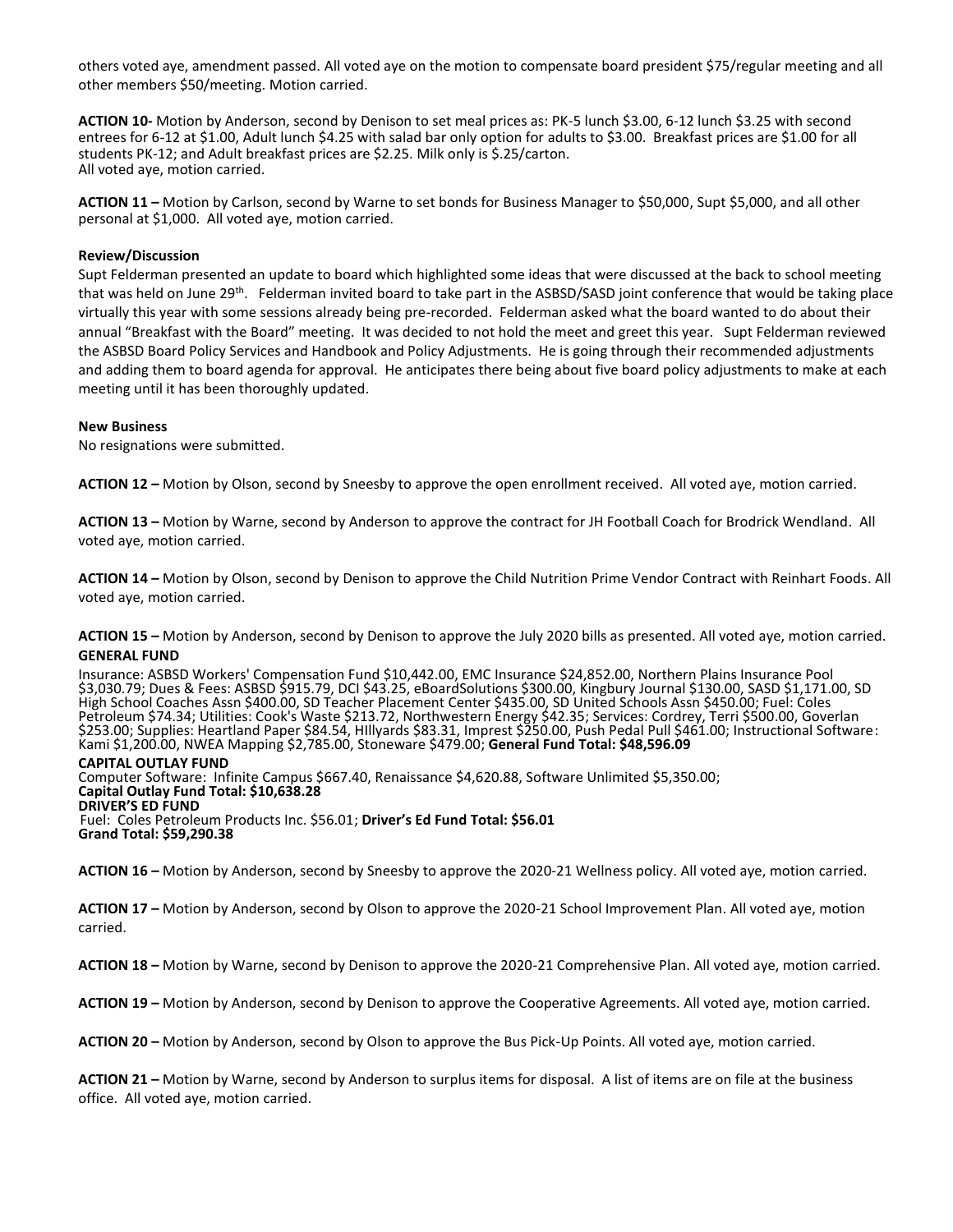others voted aye, amendment passed. All voted aye on the motion to compensate board president $75/regular meeting and all other members $50/meeting. Motion carried.

**ACTION 10-** Motion by Anderson, second by Denison to set meal prices as: PK-5 lunch $3.00, 6-12 lunch $3.25 with second entrees for 6-12 at $1.00, Adult lunch $4.25 with salad bar only option for adults to $3.00. Breakfast prices are $1.00 for all students PK-12; and Adult breakfast prices are $2.25. Milk only is $.25/carton.
All voted aye, motion carried.

**ACTION 11 –** Motion by Carlson, second by Warne to set bonds for Business Manager to $50,000, Supt $5,000, and all other personal at $1,000. All voted aye, motion carried.

**Review/Discussion**

Supt Felderman presented an update to board which highlighted some ideas that were discussed at the back to school meeting that was held on June 29th. Felderman invited board to take part in the ASBSD/SASD joint conference that would be taking place virtually this year with some sessions already being pre-recorded. Felderman asked what the board wanted to do about their annual "Breakfast with the Board" meeting. It was decided to not hold the meet and greet this year. Supt Felderman reviewed the ASBSD Board Policy Services and Handbook and Policy Adjustments. He is going through their recommended adjustments and adding them to board agenda for approval. He anticipates there being about five board policy adjustments to make at each meeting until it has been thoroughly updated.

**New Business**

No resignations were submitted.

**ACTION 12 –** Motion by Olson, second by Sneesby to approve the open enrollment received. All voted aye, motion carried.

**ACTION 13 –** Motion by Warne, second by Anderson to approve the contract for JH Football Coach for Brodrick Wendland. All voted aye, motion carried.

**ACTION 14 –** Motion by Olson, second by Denison to approve the Child Nutrition Prime Vendor Contract with Reinhart Foods. All voted aye, motion carried.

**ACTION 15 –** Motion by Anderson, second by Denison to approve the July 2020 bills as presented. All voted aye, motion carried.

**GENERAL FUND**

Insurance: ASBSD Workers' Compensation Fund $10,442.00, EMC Insurance $24,852.00, Northern Plains Insurance Pool $3,030.79; Dues & Fees: ASBSD $915.79, DCI $43.25, eBoardSolutions $300.00, Kingbury Journal $130.00, SASD $1,171.00, SD High School Coaches Assn $400.00, SD Teacher Placement Center $435.00, SD United Schools Assn $450.00; Fuel: Coles Petroleum $74.34; Utilities: Cook's Waste $213.72, Northwestern Energy $42.35; Services: Cordrey, Terri $500.00, Goverlan $253.00; Supplies: Heartland Paper $84.54, HIllyards $83.31, Imprest $250.00, Push Pedal Pull $461.00; Instructional Software: Kami $1,200.00, NWEA Mapping $2,785.00, Stoneware $479.00; **General Fund Total: $48,596.09**

**CAPITAL OUTLAY FUND**

Computer Software: Infinite Campus $667.40, Renaissance $4,620.88, Software Unlimited $5,350.00;
**Capital Outlay Fund Total: $10,638.28**

**DRIVER'S ED FUND**

Fuel: Coles Petroleum Products Inc. $56.01; **Driver's Ed Fund Total: $56.01**
**Grand Total: $59,290.38**

**ACTION 16 –** Motion by Anderson, second by Sneesby to approve the 2020-21 Wellness policy. All voted aye, motion carried.

**ACTION 17 –** Motion by Anderson, second by Olson to approve the 2020-21 School Improvement Plan. All voted aye, motion carried.

**ACTION 18 –** Motion by Warne, second by Denison to approve the 2020-21 Comprehensive Plan. All voted aye, motion carried.

**ACTION 19 –** Motion by Anderson, second by Denison to approve the Cooperative Agreements. All voted aye, motion carried.

**ACTION 20 –** Motion by Anderson, second by Olson to approve the Bus Pick-Up Points. All voted aye, motion carried.

**ACTION 21 –** Motion by Warne, second by Anderson to surplus items for disposal. A list of items are on file at the business office. All voted aye, motion carried.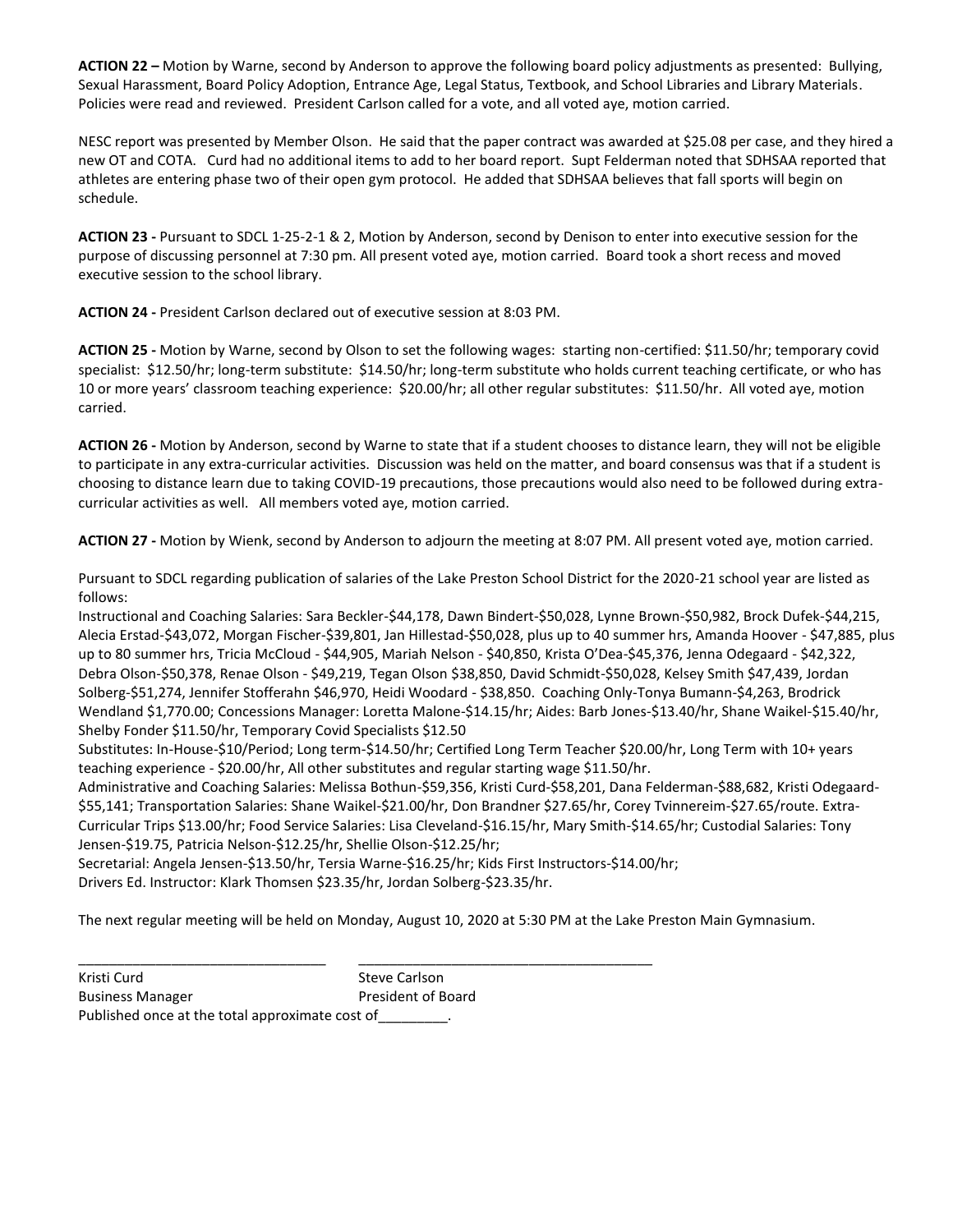**ACTION 22 –** Motion by Warne, second by Anderson to approve the following board policy adjustments as presented: Bullying, Sexual Harassment, Board Policy Adoption, Entrance Age, Legal Status, Textbook, and School Libraries and Library Materials. Policies were read and reviewed. President Carlson called for a vote, and all voted aye, motion carried.

NESC report was presented by Member Olson. He said that the paper contract was awarded at $25.08 per case, and they hired a new OT and COTA. Curd had no additional items to add to her board report. Supt Felderman noted that SDHSAA reported that athletes are entering phase two of their open gym protocol. He added that SDHSAA believes that fall sports will begin on schedule.

**ACTION 23 -** Pursuant to SDCL 1-25-2-1 & 2, Motion by Anderson, second by Denison to enter into executive session for the purpose of discussing personnel at 7:30 pm. All present voted aye, motion carried. Board took a short recess and moved executive session to the school library.

**ACTION 24 -** President Carlson declared out of executive session at 8:03 PM.

**ACTION 25 -** Motion by Warne, second by Olson to set the following wages: starting non-certified: $11.50/hr; temporary covid specialist: $12.50/hr; long-term substitute: $14.50/hr; long-term substitute who holds current teaching certificate, or who has 10 or more years' classroom teaching experience: $20.00/hr; all other regular substitutes: $11.50/hr. All voted aye, motion carried.

**ACTION 26 -** Motion by Anderson, second by Warne to state that if a student chooses to distance learn, they will not be eligible to participate in any extra-curricular activities. Discussion was held on the matter, and board consensus was that if a student is choosing to distance learn due to taking COVID-19 precautions, those precautions would also need to be followed during extra-curricular activities as well. All members voted aye, motion carried.

**ACTION 27 -** Motion by Wienk, second by Anderson to adjourn the meeting at 8:07 PM. All present voted aye, motion carried.

Pursuant to SDCL regarding publication of salaries of the Lake Preston School District for the 2020-21 school year are listed as follows:
Instructional and Coaching Salaries: Sara Beckler-$44,178, Dawn Bindert-$50,028, Lynne Brown-$50,982, Brock Dufek-$44,215, Alecia Erstad-$43,072, Morgan Fischer-$39,801, Jan Hillestad-$50,028, plus up to 40 summer hrs, Amanda Hoover - $47,885, plus up to 80 summer hrs, Tricia McCloud - $44,905, Mariah Nelson - $40,850, Krista O'Dea-$45,376, Jenna Odegaard - $42,322, Debra Olson-$50,378, Renae Olson - $49,219, Tegan Olson $38,850, David Schmidt-$50,028, Kelsey Smith $47,439, Jordan Solberg-$51,274, Jennifer Stofferahn $46,970, Heidi Woodard - $38,850. Coaching Only-Tonya Bumann-$4,263, Brodrick Wendland $1,770.00; Concessions Manager: Loretta Malone-$14.15/hr; Aides: Barb Jones-$13.40/hr, Shane Waikel-$15.40/hr, Shelby Fonder $11.50/hr, Temporary Covid Specialists $12.50
Substitutes: In-House-$10/Period; Long term-$14.50/hr; Certified Long Term Teacher $20.00/hr, Long Term with 10+ years teaching experience - $20.00/hr, All other substitutes and regular starting wage $11.50/hr.
Administrative and Coaching Salaries: Melissa Bothun-$59,356, Kristi Curd-$58,201, Dana Felderman-$88,682, Kristi Odegaard-$55,141; Transportation Salaries: Shane Waikel-$21.00/hr, Don Brandner $27.65/hr, Corey Tvinnereim-$27.65/route. Extra-Curricular Trips $13.00/hr; Food Service Salaries: Lisa Cleveland-$16.15/hr, Mary Smith-$14.65/hr; Custodial Salaries: Tony Jensen-$19.75, Patricia Nelson-$12.25/hr, Shellie Olson-$12.25/hr;
Secretarial: Angela Jensen-$13.50/hr, Tersia Warne-$16.25/hr; Kids First Instructors-$14.00/hr;
Drivers Ed. Instructor: Klark Thomsen $23.35/hr, Jordan Solberg-$23.35/hr.

The next regular meeting will be held on Monday, August 10, 2020 at 5:30 PM at the Lake Preston Main Gymnasium.

\_\_\_\_\_\_\_\_\_\_\_\_\_\_\_\_\_\_\_\_\_\_\_\_\_\_\_\_\_\_\_\_ \_\_\_\_\_\_\_\_\_\_\_\_\_\_\_\_\_\_\_\_\_\_\_\_\_\_\_\_\_\_\_\_\_\_\_\_\_\_\_

Kristi Curd — Steve Carlson
Business Manager — President of Board

Published once at the total approximate cost of\_\_\_\_\_\_\_\_\_.